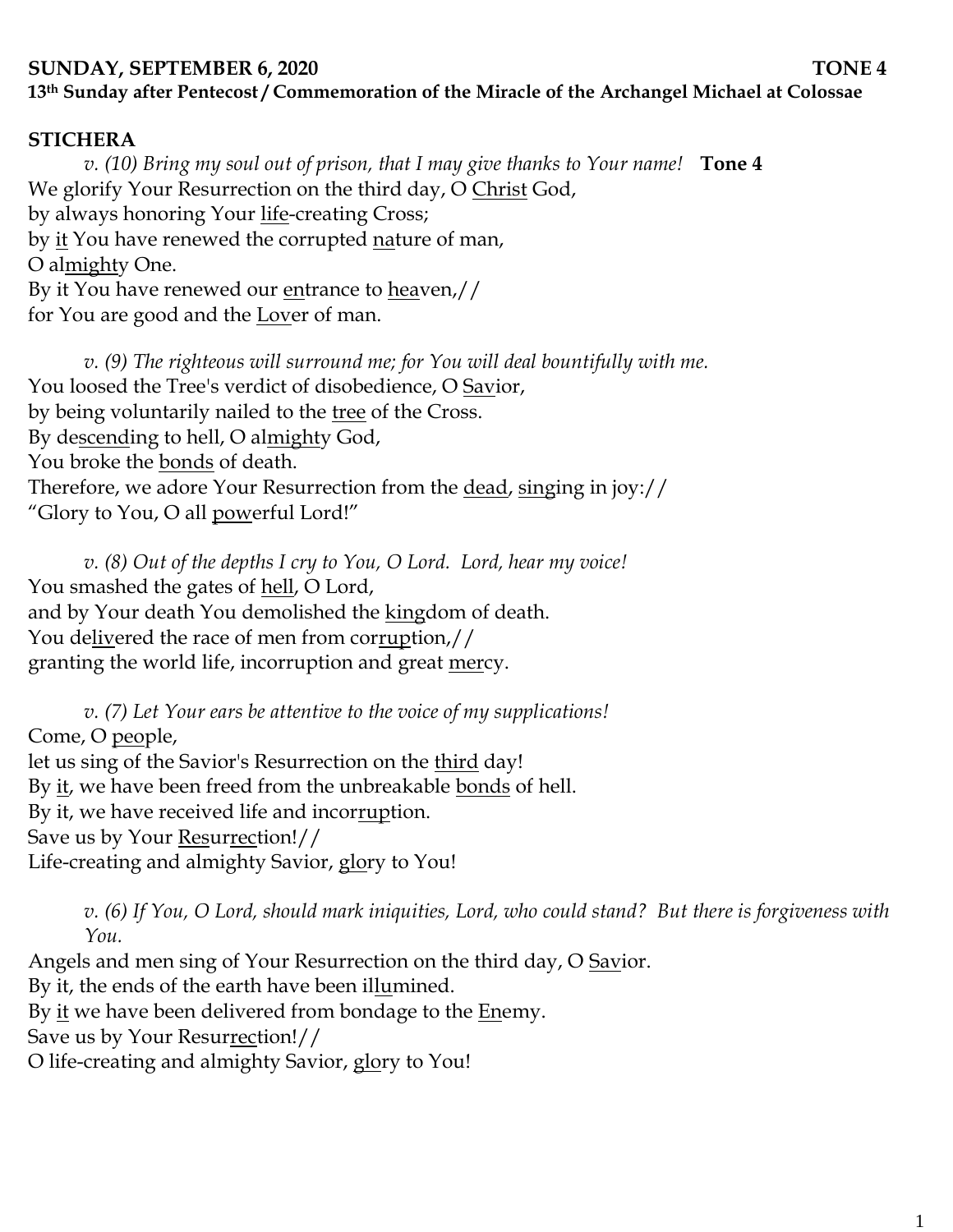**SUNDAY, SEPTEMBER 6, 2020 TONE 4**

**13th Sunday after Pentecost / Commemoration of the Miracle of the Archangel Michael at Colossae**

## STICHERA

*v. (10) Bring my soul out of prison, that I may give thanks to Your name!* **Tone 4**

We glorify Your Resurrection on the third day, O <u>Christ</u> God,
by always honoring Your <u>life</u>-creating Cross;
by <u>it</u> You have renewed the corrupted <u>na</u>ture of man,
O al<u>mighty</u> One.
By it You have renewed our <u>en</u>trance to <u>hea</u>ven,//
for You are good and the <u>Lov</u>er of man.

*v. (9) The righteous will surround me; for You will deal bountifully with me.*

You loosed the Tree's verdict of disobedience, O <u>Sav</u>ior,
by being voluntarily nailed to the <u>tree</u> of the Cross.
By de<u>scend</u>ing to hell, O al<u>might</u>y God,
You broke the <u>bonds</u> of death.
Therefore, we adore Your Resurrection from the <u>dead</u>, <u>sing</u>ing in joy://
"Glory to You, O all <u>pow</u>erful Lord!"

*v. (8) Out of the depths I cry to You, O Lord. Lord, hear my voice!*

You smashed the gates of <u>hell</u>, O Lord,
and by Your death You demolished the <u>king</u>dom of death.
You de<u>liv</u>ered the race of men from cor<u>rup</u>tion,//
granting the world life, incorruption and great <u>mer</u>cy.

*v. (7) Let Your ears be attentive to the voice of my supplications!*

Come, O <u>peo</u>ple,
let us sing of the Savior's Resurrection on the <u>third</u> day!
By <u>it</u>, we have been freed from the unbreakable <u>bonds</u> of hell.
By it, we have received life and incor<u>rup</u>tion.
Save us by Your <u>Res</u>ur<u>rec</u>tion!//
Life-creating and almighty Savior, <u>glo</u>ry to You!

*v. (6) If You, O Lord, should mark iniquities, Lord, who could stand? But there is forgiveness with You.*

Angels and men sing of Your Resurrection on the third day, O <u>Sav</u>ior.
By it, the ends of the earth have been il<u>lu</u>mined.
By <u>it</u> we have been delivered from bondage to the <u>En</u>emy.
Save us by Your Resur<u>rec</u>tion!//
O life-creating and almighty Savior, <u>glo</u>ry to You!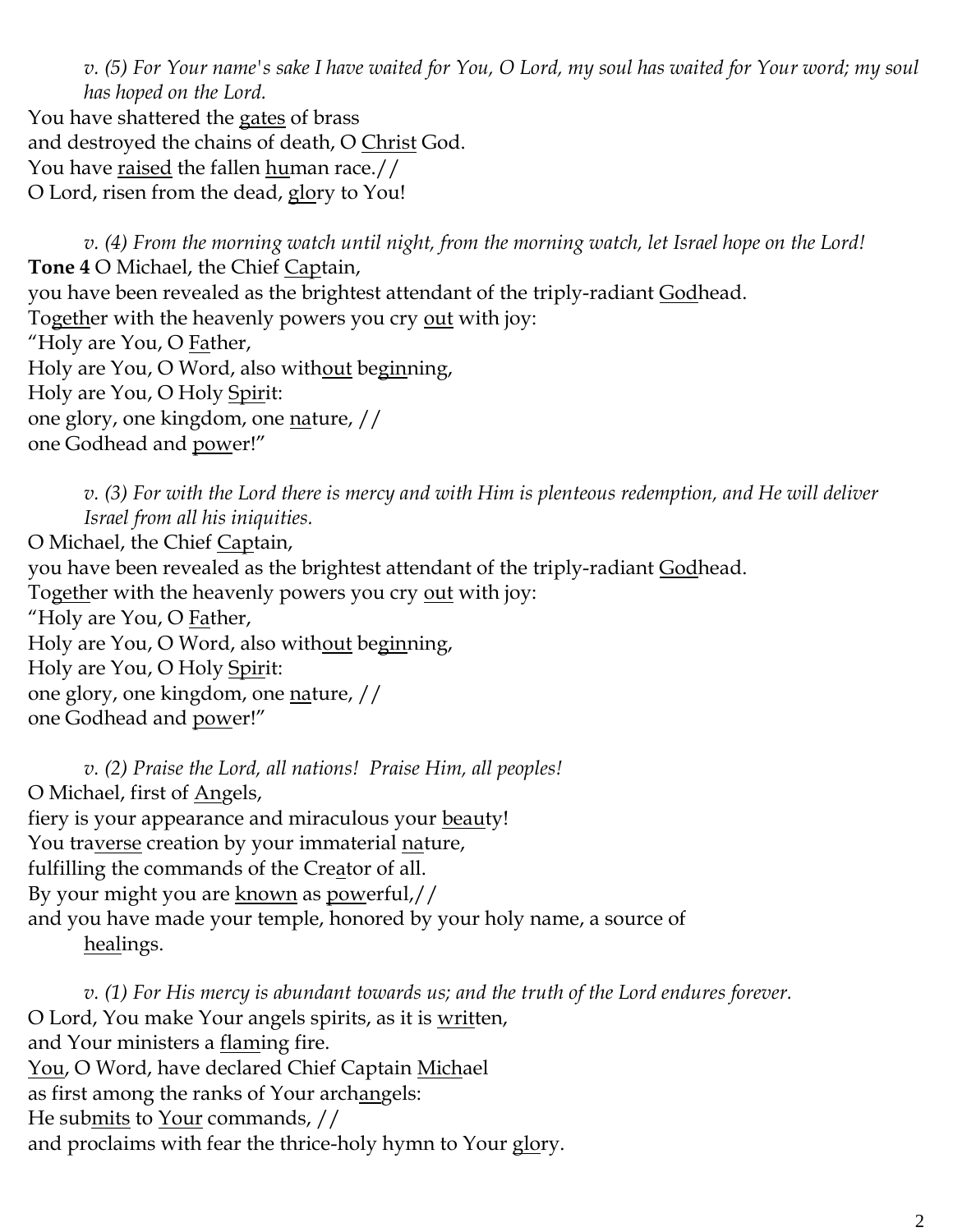*v. (5) For Your name's sake I have waited for You, O Lord, my soul has waited for Your word; my soul has hoped on the Lord.*

You have shattered the gates of brass  
and destroyed the chains of death, O Christ God.  
You have raised the fallen human race.//  
O Lord, risen from the dead, glory to You!

*v. (4) From the morning watch until night, from the morning watch, let Israel hope on the Lord!*

**Tone 4** O Michael, the Chief Captain,  
you have been revealed as the brightest attendant of the triply-radiant Godhead.  
Together with the heavenly powers you cry out with joy:  
"Holy are You, O Father,  
Holy are You, O Word, also without beginning,  
Holy are You, O Holy Spirit:  
one glory, one kingdom, one nature, //  
one Godhead and power!"

*v. (3) For with the Lord there is mercy and with Him is plenteous redemption, and He will deliver Israel from all his iniquities.*

O Michael, the Chief Captain,  
you have been revealed as the brightest attendant of the triply-radiant Godhead.  
Together with the heavenly powers you cry out with joy:  
"Holy are You, O Father,  
Holy are You, O Word, also without beginning,  
Holy are You, O Holy Spirit:  
one glory, one kingdom, one nature, //  
one Godhead and power!"

*v. (2) Praise the Lord, all nations! Praise Him, all peoples!*

O Michael, first of Angels,  
fiery is your appearance and miraculous your beauty!  
You traverse creation by your immaterial nature,  
fulfilling the commands of the Creator of all.  
By your might you are known as powerful,//  
and you have made your temple, honored by your holy name, a source of healings.

*v. (1) For His mercy is abundant towards us; and the truth of the Lord endures forever.*

O Lord, You make Your angels spirits, as it is written,  
and Your ministers a flaming fire.  
You, O Word, have declared Chief Captain Michael  
as first among the ranks of Your archangels:  
He submits to Your commands, //  
and proclaims with fear the thrice-holy hymn to Your glory.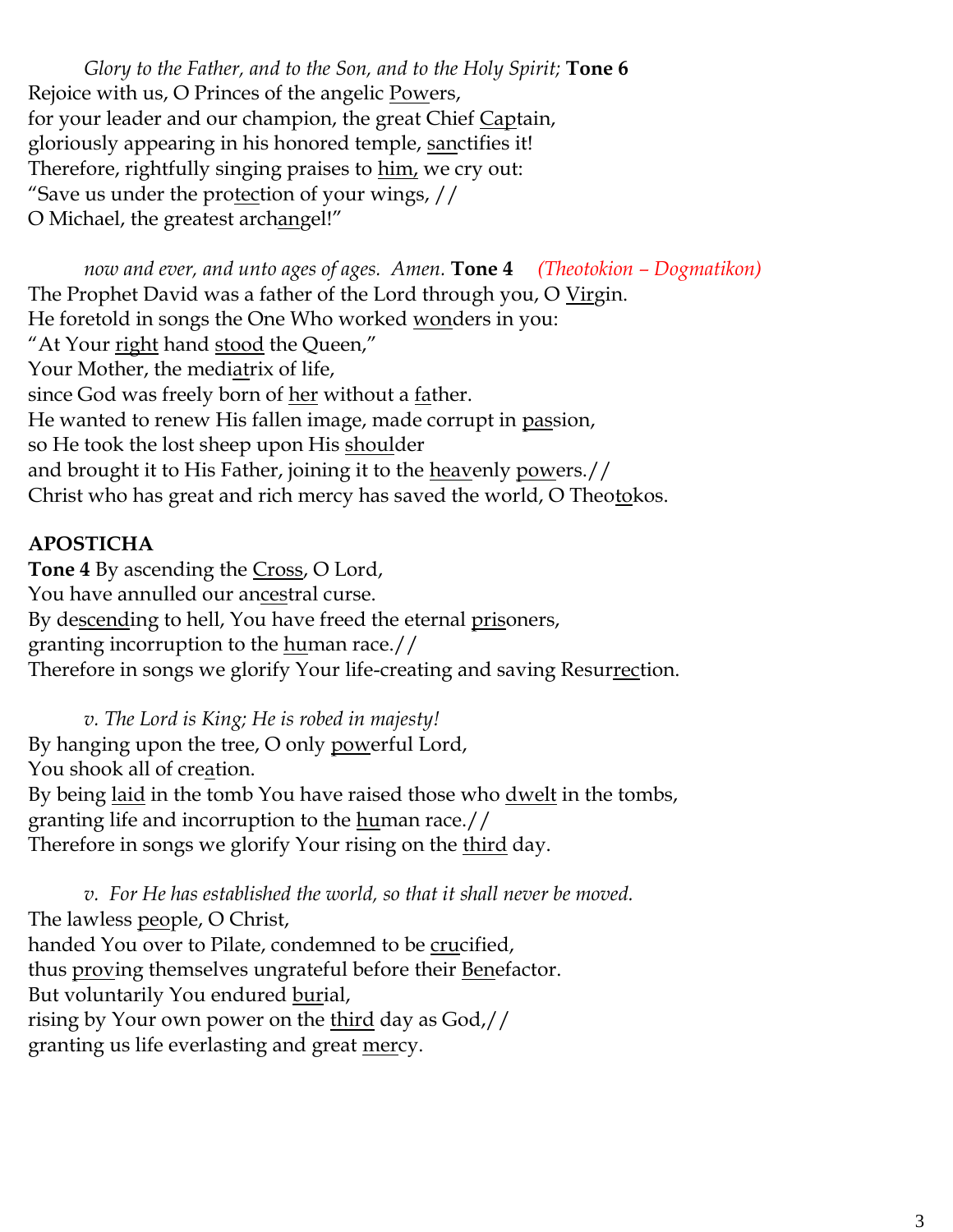*Glory to the Father, and to the Son, and to the Holy Spirit;* **Tone 6**
Rejoice with us, O Princes of the angelic <u>Pow</u>ers,
for your leader and our champion, the great Chief <u>Cap</u>tain,
gloriously appearing in his honored temple, <u>san</u>ctifies it!
Therefore, rightfully singing praises to <u>him,</u> we cry out:
"Save us under the pro<u>tec</u>tion of your wings, //
O Michael, the greatest arch<u>an</u>gel!"

*now and ever, and unto ages of ages. Amen.* **Tone 4** *(Theotokion – Dogmatikon)*
The Prophet David was a father of the Lord through you, O <u>Vir</u>gin.
He foretold in songs the One Who worked <u>won</u>ders in you:
"At Your <u>right</u> hand <u>stood</u> the Queen,"
Your Mother, the medi<u>at</u>rix of life,
since God was freely born of <u>her</u> without a <u>fa</u>ther.
He wanted to renew His fallen image, made corrupt in <u>pas</u>sion,
so He took the lost sheep upon His <u>shoul</u>der
and brought it to His Father, joining it to the <u>heav</u>enly <u>pow</u>ers.//
Christ who has great and rich mercy has saved the world, O Theo<u>to</u>kos.

**APOSTICHA**

**Tone 4** By ascending the <u>Cross</u>, O Lord,
You have annulled our an<u>ces</u>tral curse.
By de<u>scend</u>ing to hell, You have freed the eternal <u>pris</u>oners,
granting incorruption to the <u>hu</u>man race.//
Therefore in songs we glorify Your life-creating and saving Resur<u>rec</u>tion.

*v. The Lord is King; He is robed in majesty!*
By hanging upon the tree, O only <u>pow</u>erful Lord,
You shook all of cre<u>a</u>tion.
By being <u>laid</u> in the tomb You have raised those who <u>dwelt</u> in the tombs,
granting life and incorruption to the <u>hu</u>man race.//
Therefore in songs we glorify Your rising on the <u>third</u> day.

*v. For He has established the world, so that it shall never be moved.*
The lawless <u>peo</u>ple, O Christ,
handed You over to Pilate, condemned to be <u>cru</u>cified,
thus <u>prov</u>ing themselves ungrateful before their <u>Ben</u>efactor.
But voluntarily You endured <u>bur</u>ial,
rising by Your own power on the <u>third</u> day as God,//
granting us life everlasting and great <u>mer</u>cy.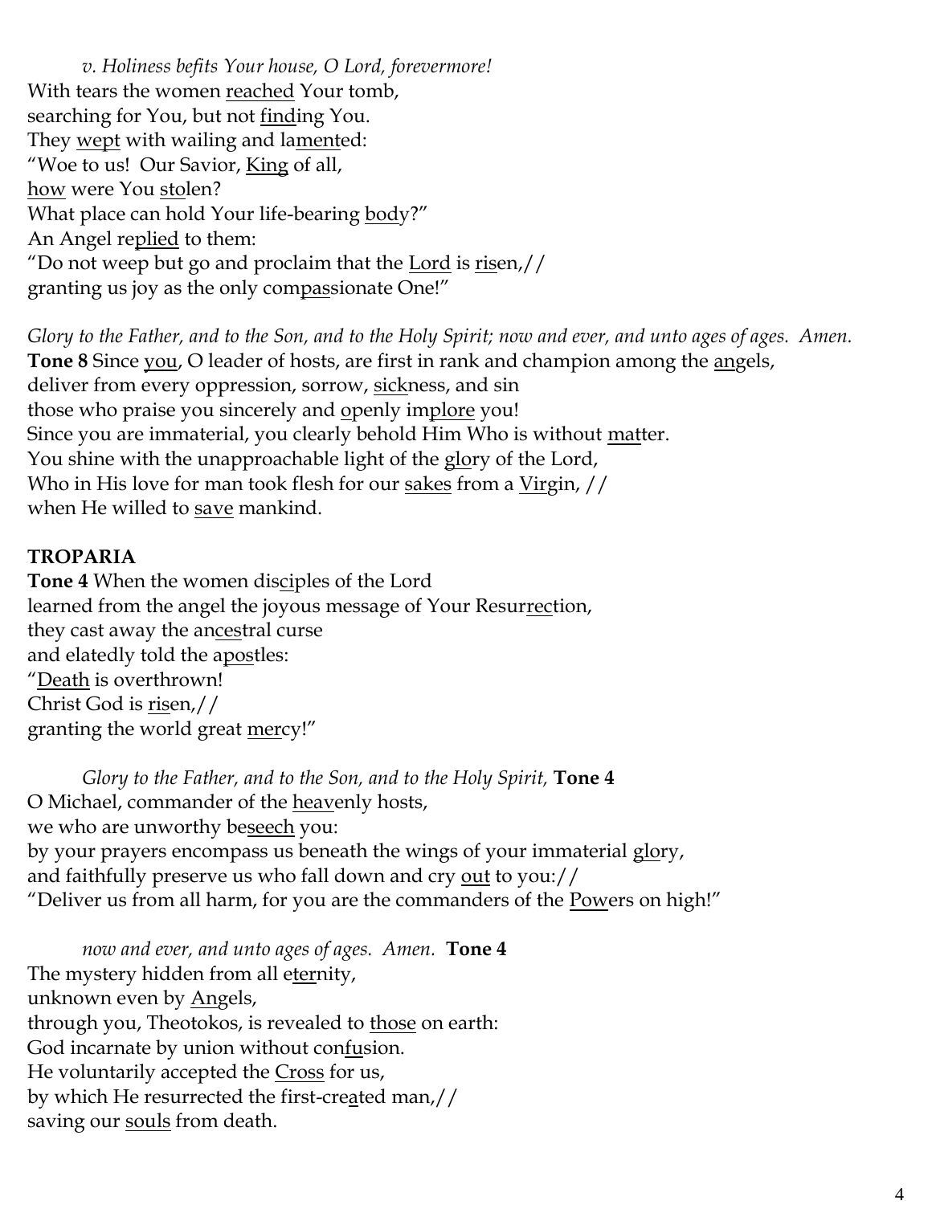*v. Holiness befits Your house, O Lord, forevermore!*
With tears the women <u>reached</u> Your tomb,
searching for You, but not <u>find</u>ing You.
They <u>wept</u> with wailing and la<u>ment</u>ed:
"Woe to us! Our Savior, <u>King</u> of all,
<u>how</u> were You <u>sto</u>len?
What place can hold Your life-bearing <u>bod</u>y?"
An Angel re<u>plied</u> to them:
"Do not weep but go and proclaim that the <u>Lord</u> is <u>ris</u>en,//
granting us joy as the only com<u>pas</u>sionate One!"

*Glory to the Father, and to the Son, and to the Holy Spirit; now and ever, and unto ages of ages. Amen.*
**Tone 8** Since <u>you</u>, O leader of hosts, are first in rank and champion among the <u>an</u>gels,
deliver from every oppression, sorrow, <u>sick</u>ness, and sin
those who praise you sincerely and <u>o</u>penly im<u>plore</u> you!
Since you are immaterial, you clearly behold Him Who is without <u>mat</u>ter.
You shine with the unapproachable light of the <u>glo</u>ry of the Lord,
Who in His love for man took flesh for our <u>sakes</u> from a <u>Vir</u>gin, //
when He willed to <u>save</u> mankind.

**TROPARIA**

**Tone 4** When the women dis<u>ci</u>ples of the Lord
learned from the angel the joyous message of Your Resur<u>rec</u>tion,
they cast away the an<u>ces</u>tral curse
and elatedly told the a<u>pos</u>tles:
"<u>Death</u> is overthrown!
Christ God is <u>ris</u>en,//
granting the world great <u>mer</u>cy!"

*Glory to the Father, and to the Son, and to the Holy Spirit,* **Tone 4**
O Michael, commander of the <u>heav</u>enly hosts,
we who are unworthy be<u>seech</u> you:
by your prayers encompass us beneath the wings of your immaterial <u>glo</u>ry,
and faithfully preserve us who fall down and cry <u>out</u> to you://
"Deliver us from all harm, for you are the commanders of the <u>Pow</u>ers on high!"

*now and ever, and unto ages of ages. Amen.* **Tone 4**
The mystery hidden from all e<u>ter</u>nity,
unknown even by <u>An</u>gels,
through you, Theotokos, is revealed to <u>those</u> on earth:
God incarnate by union without con<u>fu</u>sion.
He voluntarily accepted the <u>Cross</u> for us,
by which He resurrected the first-cre<u>a</u>ted man,//
saving our <u>souls</u> from death.